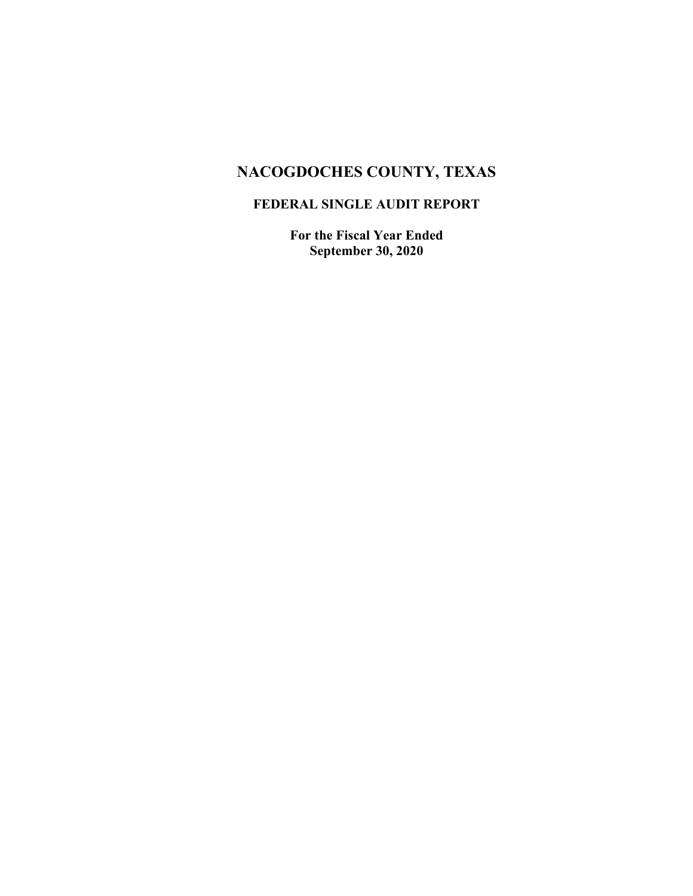# NACOGDOCHES COUNTY, TEXAS

## FEDERAL SINGLE AUDIT REPORT

**For the Fiscal Year Ended**
**September 30, 2020**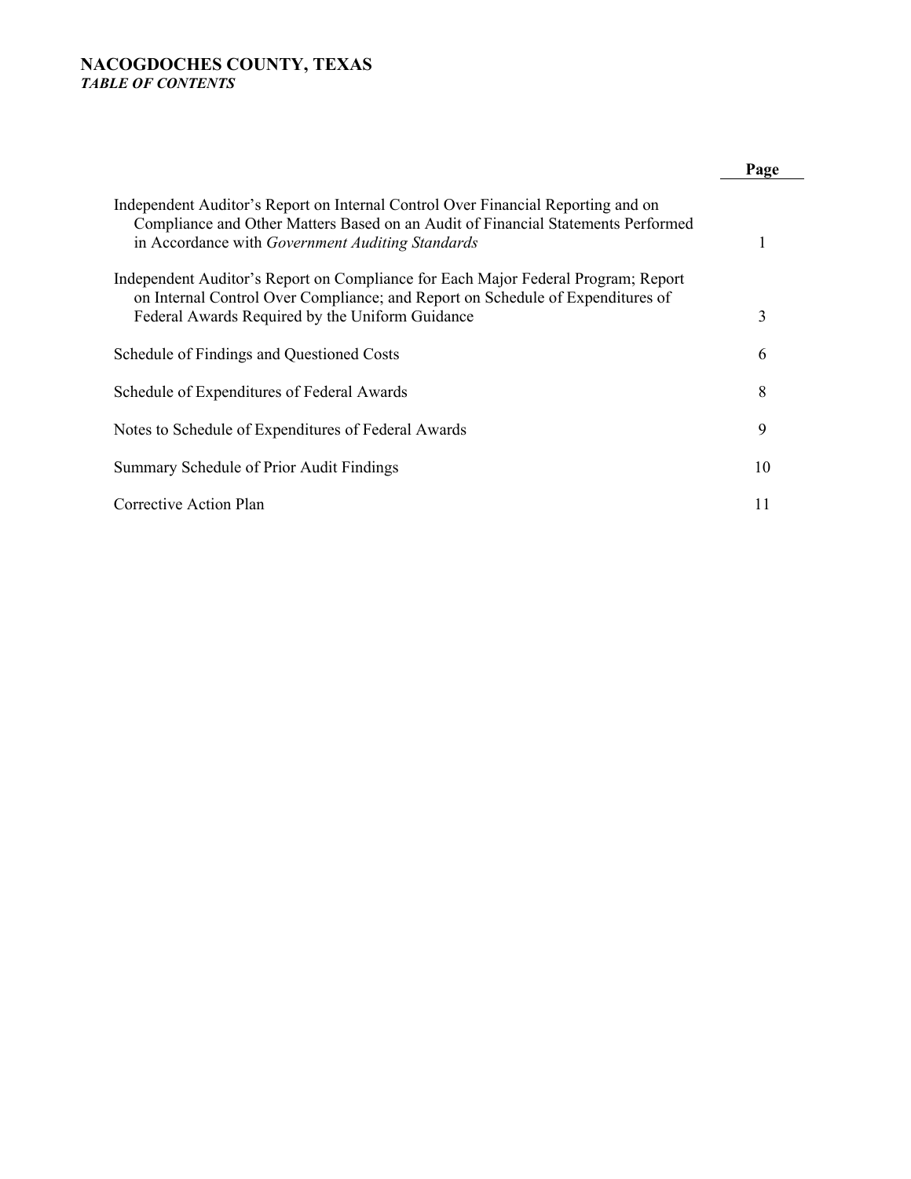# NACOGDOCHES COUNTY, TEXAS

***TABLE OF CONTENTS***

| | Page |
|---|---|
| Independent Auditor's Report on Internal Control Over Financial Reporting and on Compliance and Other Matters Based on an Audit of Financial Statements Performed in Accordance with *Government Auditing Standards* | 1 |
| Independent Auditor's Report on Compliance for Each Major Federal Program; Report on Internal Control Over Compliance; and Report on Schedule of Expenditures of Federal Awards Required by the Uniform Guidance | 3 |
| Schedule of Findings and Questioned Costs | 6 |
| Schedule of Expenditures of Federal Awards | 8 |
| Notes to Schedule of Expenditures of Federal Awards | 9 |
| Summary Schedule of Prior Audit Findings | 10 |
| Corrective Action Plan | 11 |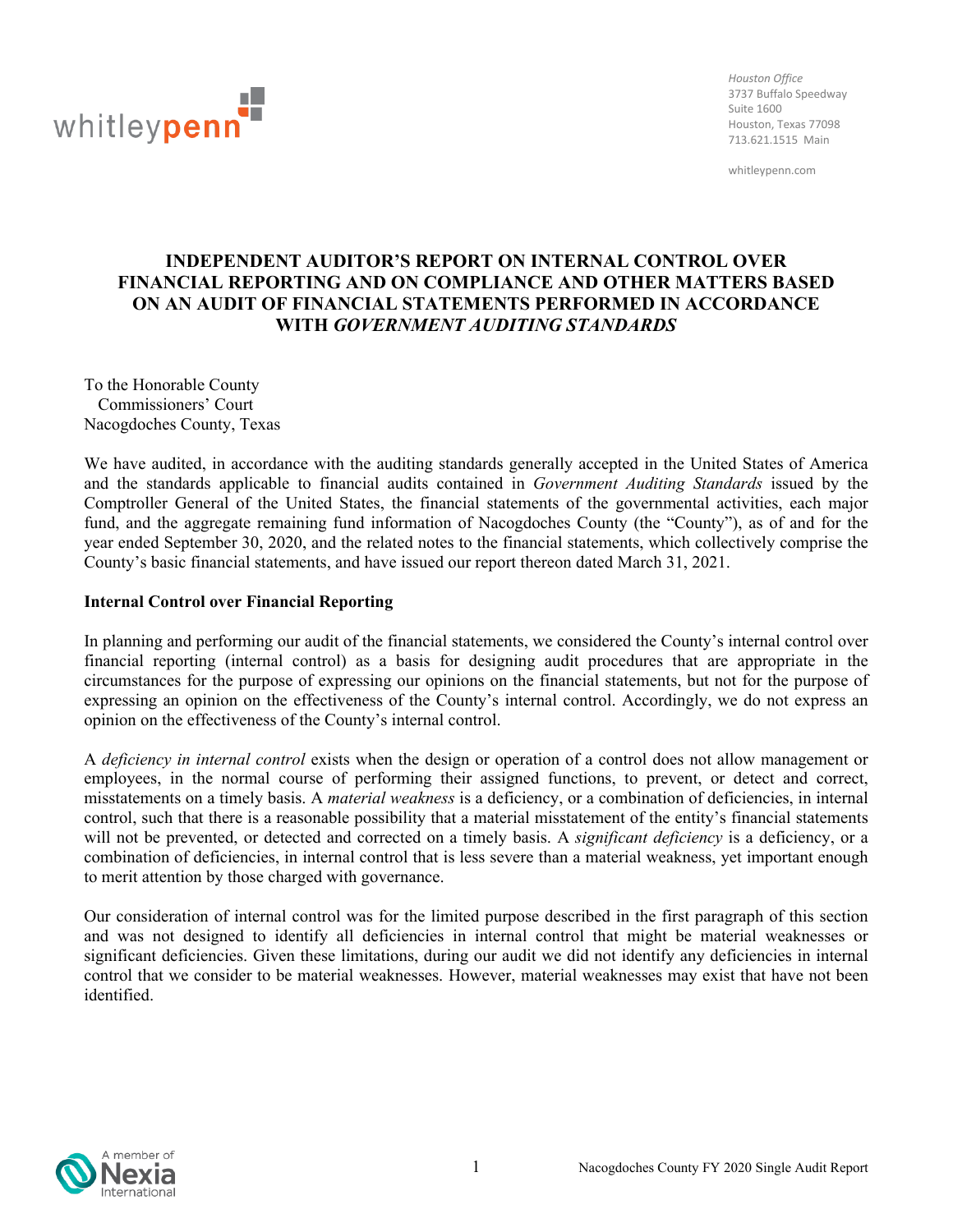whitleypenn

Houston Office
3737 Buffalo Speedway
Suite 1600
Houston, Texas 77098
713.621.1515 Main

whitleypenn.com

# INDEPENDENT AUDITOR'S REPORT ON INTERNAL CONTROL OVER FINANCIAL REPORTING AND ON COMPLIANCE AND OTHER MATTERS BASED ON AN AUDIT OF FINANCIAL STATEMENTS PERFORMED IN ACCORDANCE WITH *GOVERNMENT AUDITING STANDARDS*

To the Honorable County
Commissioners' Court
Nacogdoches County, Texas

We have audited, in accordance with the auditing standards generally accepted in the United States of America and the standards applicable to financial audits contained in *Government Auditing Standards* issued by the Comptroller General of the United States, the financial statements of the governmental activities, each major fund, and the aggregate remaining fund information of Nacogdoches County (the "County"), as of and for the year ended September 30, 2020, and the related notes to the financial statements, which collectively comprise the County's basic financial statements, and have issued our report thereon dated March 31, 2021.

**Internal Control over Financial Reporting**

In planning and performing our audit of the financial statements, we considered the County's internal control over financial reporting (internal control) as a basis for designing audit procedures that are appropriate in the circumstances for the purpose of expressing our opinions on the financial statements, but not for the purpose of expressing an opinion on the effectiveness of the County's internal control. Accordingly, we do not express an opinion on the effectiveness of the County's internal control.

A *deficiency in internal control* exists when the design or operation of a control does not allow management or employees, in the normal course of performing their assigned functions, to prevent, or detect and correct, misstatements on a timely basis. A *material weakness* is a deficiency, or a combination of deficiencies, in internal control, such that there is a reasonable possibility that a material misstatement of the entity's financial statements will not be prevented, or detected and corrected on a timely basis. A *significant deficiency* is a deficiency, or a combination of deficiencies, in internal control that is less severe than a material weakness, yet important enough to merit attention by those charged with governance.

Our consideration of internal control was for the limited purpose described in the first paragraph of this section and was not designed to identify all deficiencies in internal control that might be material weaknesses or significant deficiencies. Given these limitations, during our audit we did not identify any deficiencies in internal control that we consider to be material weaknesses. However, material weaknesses may exist that have not been identified.

A member of Nexia International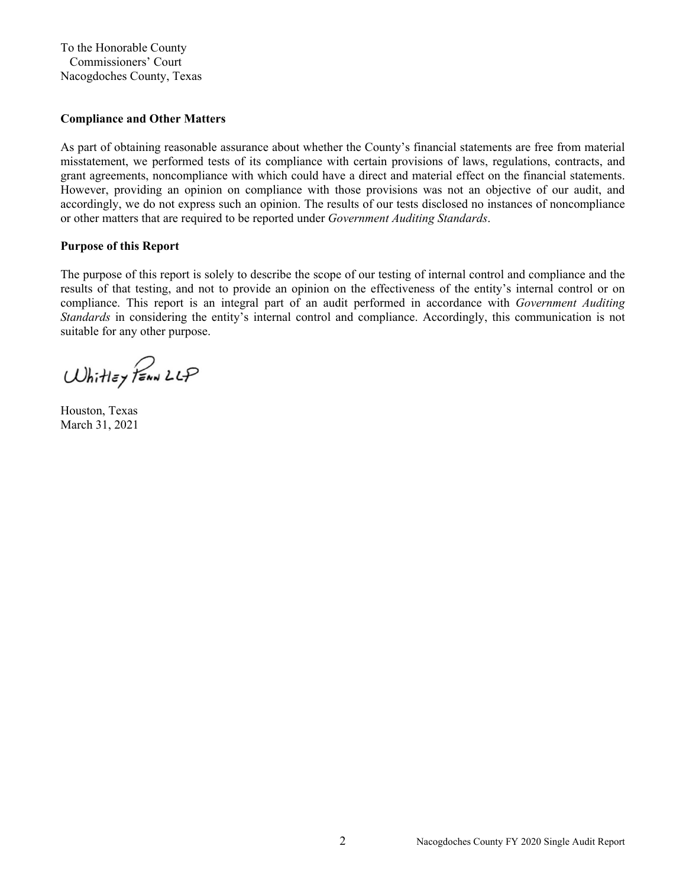To the Honorable County
Commissioners' Court
Nacogdoches County, Texas

**Compliance and Other Matters**

As part of obtaining reasonable assurance about whether the County's financial statements are free from material misstatement, we performed tests of its compliance with certain provisions of laws, regulations, contracts, and grant agreements, noncompliance with which could have a direct and material effect on the financial statements. However, providing an opinion on compliance with those provisions was not an objective of our audit, and accordingly, we do not express such an opinion. The results of our tests disclosed no instances of noncompliance or other matters that are required to be reported under *Government Auditing Standards*.

**Purpose of this Report**

The purpose of this report is solely to describe the scope of our testing of internal control and compliance and the results of that testing, and not to provide an opinion on the effectiveness of the entity's internal control or on compliance. This report is an integral part of an audit performed in accordance with *Government Auditing Standards* in considering the entity's internal control and compliance. Accordingly, this communication is not suitable for any other purpose.

Whitley Penn LLP

Houston, Texas
March 31, 2021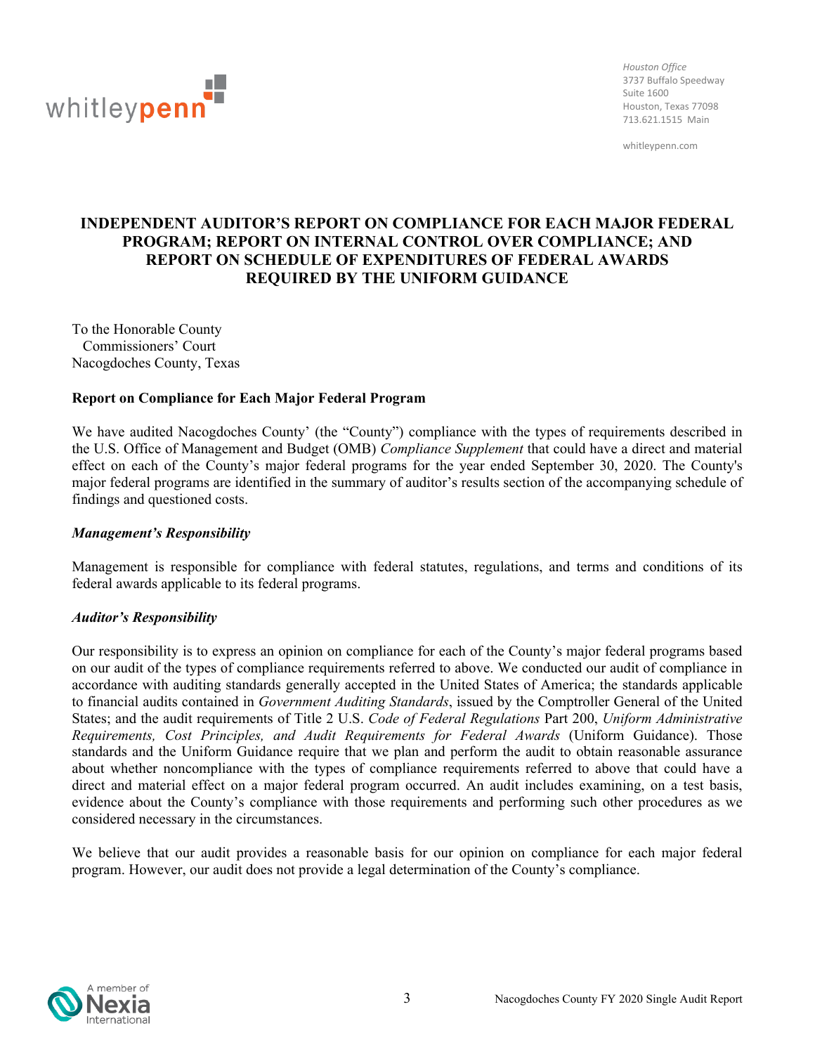whitleypenn

Houston Office
3737 Buffalo Speedway
Suite 1600
Houston, Texas 77098
713.621.1515 Main

whitleypenn.com

# INDEPENDENT AUDITOR'S REPORT ON COMPLIANCE FOR EACH MAJOR FEDERAL PROGRAM; REPORT ON INTERNAL CONTROL OVER COMPLIANCE; AND REPORT ON SCHEDULE OF EXPENDITURES OF FEDERAL AWARDS REQUIRED BY THE UNIFORM GUIDANCE

To the Honorable County
Commissioners' Court
Nacogdoches County, Texas

**Report on Compliance for Each Major Federal Program**

We have audited Nacogdoches County' (the "County") compliance with the types of requirements described in the U.S. Office of Management and Budget (OMB) *Compliance Supplement* that could have a direct and material effect on each of the County's major federal programs for the year ended September 30, 2020. The County's major federal programs are identified in the summary of auditor's results section of the accompanying schedule of findings and questioned costs.

***Management's Responsibility***

Management is responsible for compliance with federal statutes, regulations, and terms and conditions of its federal awards applicable to its federal programs.

***Auditor's Responsibility***

Our responsibility is to express an opinion on compliance for each of the County's major federal programs based on our audit of the types of compliance requirements referred to above. We conducted our audit of compliance in accordance with auditing standards generally accepted in the United States of America; the standards applicable to financial audits contained in *Government Auditing Standards*, issued by the Comptroller General of the United States; and the audit requirements of Title 2 U.S. *Code of Federal Regulations* Part 200, *Uniform Administrative Requirements, Cost Principles, and Audit Requirements for Federal Awards* (Uniform Guidance). Those standards and the Uniform Guidance require that we plan and perform the audit to obtain reasonable assurance about whether noncompliance with the types of compliance requirements referred to above that could have a direct and material effect on a major federal program occurred. An audit includes examining, on a test basis, evidence about the County's compliance with those requirements and performing such other procedures as we considered necessary in the circumstances.

We believe that our audit provides a reasonable basis for our opinion on compliance for each major federal program. However, our audit does not provide a legal determination of the County's compliance.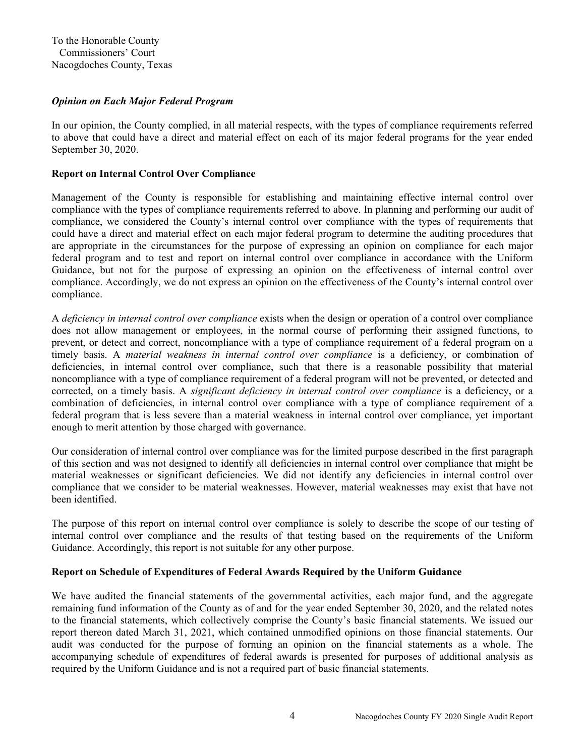To the Honorable County
Commissioners' Court
Nacogdoches County, Texas

### *Opinion on Each Major Federal Program*

In our opinion, the County complied, in all material respects, with the types of compliance requirements referred to above that could have a direct and material effect on each of its major federal programs for the year ended September 30, 2020.

## Report on Internal Control Over Compliance

Management of the County is responsible for establishing and maintaining effective internal control over compliance with the types of compliance requirements referred to above. In planning and performing our audit of compliance, we considered the County's internal control over compliance with the types of requirements that could have a direct and material effect on each major federal program to determine the auditing procedures that are appropriate in the circumstances for the purpose of expressing an opinion on compliance for each major federal program and to test and report on internal control over compliance in accordance with the Uniform Guidance, but not for the purpose of expressing an opinion on the effectiveness of internal control over compliance. Accordingly, we do not express an opinion on the effectiveness of the County's internal control over compliance.

A *deficiency in internal control over compliance* exists when the design or operation of a control over compliance does not allow management or employees, in the normal course of performing their assigned functions, to prevent, or detect and correct, noncompliance with a type of compliance requirement of a federal program on a timely basis. A *material weakness in internal control over compliance* is a deficiency, or combination of deficiencies, in internal control over compliance, such that there is a reasonable possibility that material noncompliance with a type of compliance requirement of a federal program will not be prevented, or detected and corrected, on a timely basis. A *significant deficiency in internal control over compliance* is a deficiency, or a combination of deficiencies, in internal control over compliance with a type of compliance requirement of a federal program that is less severe than a material weakness in internal control over compliance, yet important enough to merit attention by those charged with governance.

Our consideration of internal control over compliance was for the limited purpose described in the first paragraph of this section and was not designed to identify all deficiencies in internal control over compliance that might be material weaknesses or significant deficiencies. We did not identify any deficiencies in internal control over compliance that we consider to be material weaknesses. However, material weaknesses may exist that have not been identified.

The purpose of this report on internal control over compliance is solely to describe the scope of our testing of internal control over compliance and the results of that testing based on the requirements of the Uniform Guidance. Accordingly, this report is not suitable for any other purpose.

## Report on Schedule of Expenditures of Federal Awards Required by the Uniform Guidance

We have audited the financial statements of the governmental activities, each major fund, and the aggregate remaining fund information of the County as of and for the year ended September 30, 2020, and the related notes to the financial statements, which collectively comprise the County's basic financial statements. We issued our report thereon dated March 31, 2021, which contained unmodified opinions on those financial statements. Our audit was conducted for the purpose of forming an opinion on the financial statements as a whole. The accompanying schedule of expenditures of federal awards is presented for purposes of additional analysis as required by the Uniform Guidance and is not a required part of basic financial statements.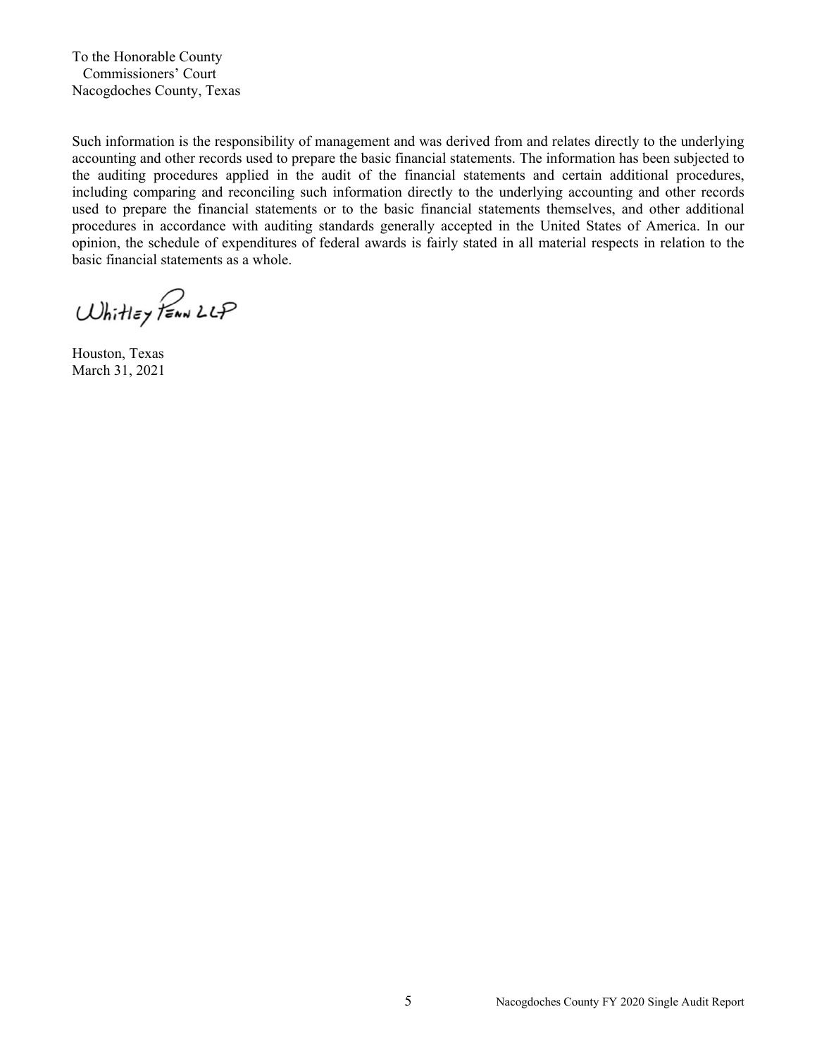To the Honorable County
Commissioners' Court
Nacogdoches County, Texas

Such information is the responsibility of management and was derived from and relates directly to the underlying accounting and other records used to prepare the basic financial statements. The information has been subjected to the auditing procedures applied in the audit of the financial statements and certain additional procedures, including comparing and reconciling such information directly to the underlying accounting and other records used to prepare the financial statements or to the basic financial statements themselves, and other additional procedures in accordance with auditing standards generally accepted in the United States of America. In our opinion, the schedule of expenditures of federal awards is fairly stated in all material respects in relation to the basic financial statements as a whole.

Whitley Penn LLP

Houston, Texas
March 31, 2021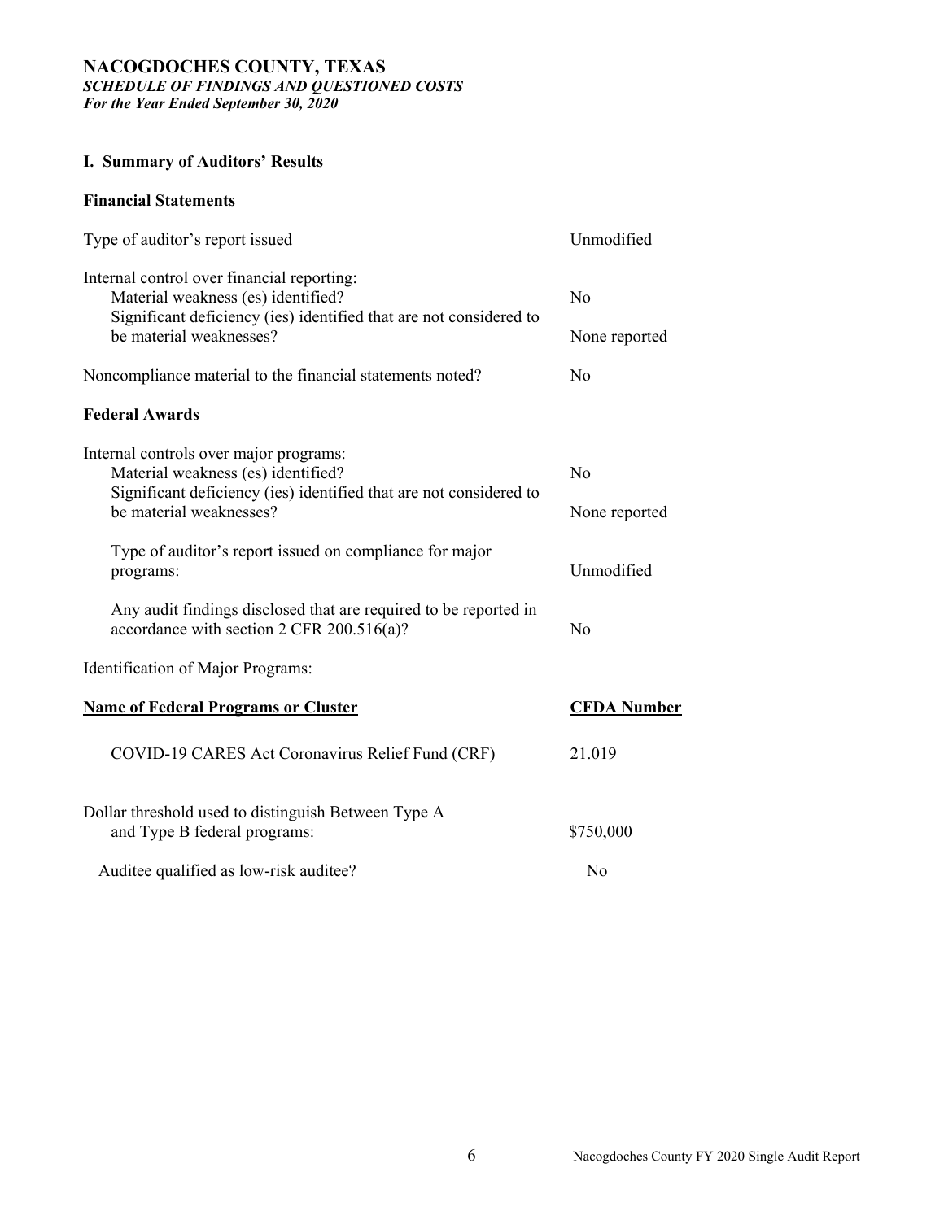**NACOGDOCHES COUNTY, TEXAS**
***SCHEDULE OF FINDINGS AND QUESTIONED COSTS***
***For the Year Ended September 30, 2020***

## I. Summary of Auditors' Results

### Financial Statements

| | |
|---|---|
| Type of auditor's report issued | Unmodified |
| Internal control over financial reporting: | |
| Material weakness (es) identified? | No |
| Significant deficiency (ies) identified that are not considered to be material weaknesses? | None reported |
| Noncompliance material to the financial statements noted? | No |

### Federal Awards

| | |
|---|---|
| Internal controls over major programs: | |
| Material weakness (es) identified? | No |
| Significant deficiency (ies) identified that are not considered to be material weaknesses? | None reported |
| Type of auditor's report issued on compliance for major programs: | Unmodified |
| Any audit findings disclosed that are required to be reported in accordance with section 2 CFR 200.516(a)? | No |

Identification of Major Programs:

| Name of Federal Programs or Cluster | CFDA Number |
|---|---|
| COVID-19 CARES Act Coronavirus Relief Fund (CRF) | 21.019 |

| | |
|---|---|
| Dollar threshold used to distinguish Between Type A and Type B federal programs: | \$750,000 |
| Auditee qualified as low-risk auditee? | No |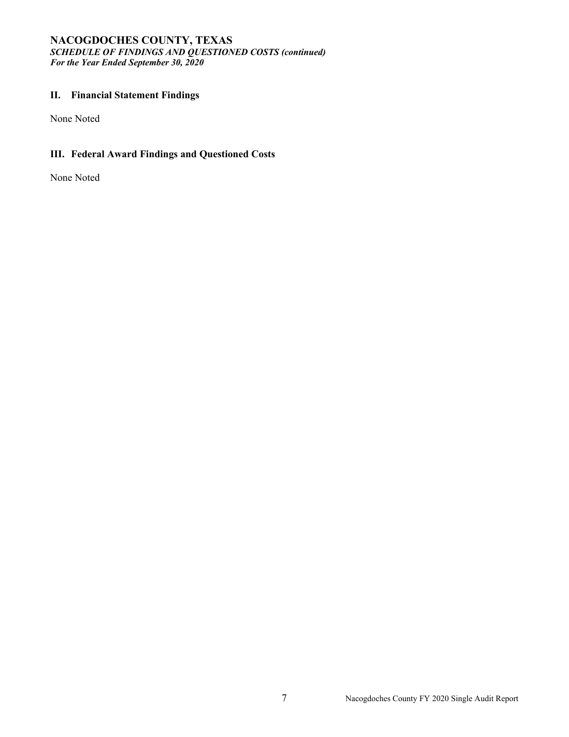# NACOGDOCHES COUNTY, TEXAS

***SCHEDULE OF FINDINGS AND QUESTIONED COSTS (continued)***
***For the Year Ended September 30, 2020***

## II. Financial Statement Findings

None Noted

## III. Federal Award Findings and Questioned Costs

None Noted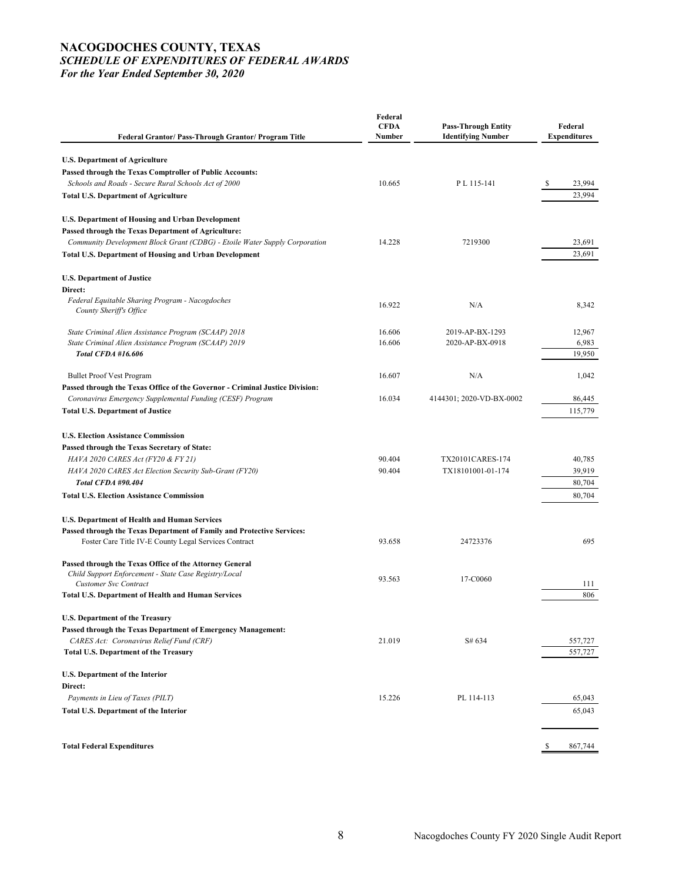# NACOGDOCHES COUNTY, TEXAS
### *SCHEDULE OF EXPENDITURES OF FEDERAL AWARDS*
### *For the Year Ended September 30, 2020*

| Federal Grantor/ Pass-Through Grantor/ Program Title | Federal CFDA Number | Pass-Through Entity Identifying Number | Federal Expenditures |
|---|---|---|---|
| **U.S. Department of Agriculture** | | | |
| **Passed through the Texas Comptroller of Public Accounts:** | | | |
| *Schools and Roads - Secure Rural Schools Act of 2000* | 10.665 | P L 115-141 | $ 23,994 |
| **Total U.S. Department of Agriculture** | | | 23,994 |
| **U.S. Department of Housing and Urban Development** | | | |
| **Passed through the Texas Department of Agriculture:** | | | |
| *Community Development Block Grant (CDBG) - Etoile Water Supply Corporation* | 14.228 | 7219300 | 23,691 |
| **Total U.S. Department of Housing and Urban Development** | | | 23,691 |
| **U.S. Department of Justice** | | | |
| **Direct:** | | | |
| *Federal Equitable Sharing Program - Nacogdoches County Sheriff's Office* | 16.922 | N/A | 8,342 |
| *State Criminal Alien Assistance Program (SCAAP) 2018* | 16.606 | 2019-AP-BX-1293 | 12,967 |
| *State Criminal Alien Assistance Program (SCAAP) 2019* | 16.606 | 2020-AP-BX-0918 | 6,983 |
| ***Total CFDA #16.606*** | | | 19,950 |
| Bullet Proof Vest Program | 16.607 | N/A | 1,042 |
| **Passed through the Texas Office of the Governor - Criminal Justice Division:** | | | |
| *Coronavirus Emergency Supplemental Funding (CESF) Program* | 16.034 | 4144301; 2020-VD-BX-0002 | 86,445 |
| **Total U.S. Department of Justice** | | | 115,779 |
| **U.S. Election Assistance Commission** | | | |
| **Passed through the Texas Secretary of State:** | | | |
| *HAVA 2020 CARES Act (FY20 & FY 21)* | 90.404 | TX20101CARES-174 | 40,785 |
| *HAVA 2020 CARES Act Election Security Sub-Grant (FY20)* | 90.404 | TX18101001-01-174 | 39,919 |
| ***Total CFDA #90.404*** | | | 80,704 |
| **Total U.S. Election Assistance Commission** | | | 80,704 |
| **U.S. Department of Health and Human Services** | | | |
| **Passed through the Texas Department of Family and Protective Services:** | | | |
| Foster Care Title IV-E County Legal Services Contract | 93.658 | 24723376 | 695 |
| **Passed through the Texas Office of the Attorney General** | | | |
| *Child Support Enforcement - State Case Registry/Local Customer Svc Contract* | 93.563 | 17-C0060 | 111 |
| **Total U.S. Department of Health and Human Services** | | | 806 |
| **U.S. Department of the Treasury** | | | |
| **Passed through the Texas Department of Emergency Management:** | | | |
| *CARES Act: Coronavirus Relief Fund (CRF)* | 21.019 | S# 634 | 557,727 |
| **Total U.S. Department of the Treasury** | | | 557,727 |
| **U.S. Department of the Interior** | | | |
| **Direct:** | | | |
| *Payments in Lieu of Taxes (PILT)* | 15.226 | PL 114-113 | 65,043 |
| **Total U.S. Department of the Interior** | | | 65,043 |
| **Total Federal Expenditures** | | | $ 867,744 |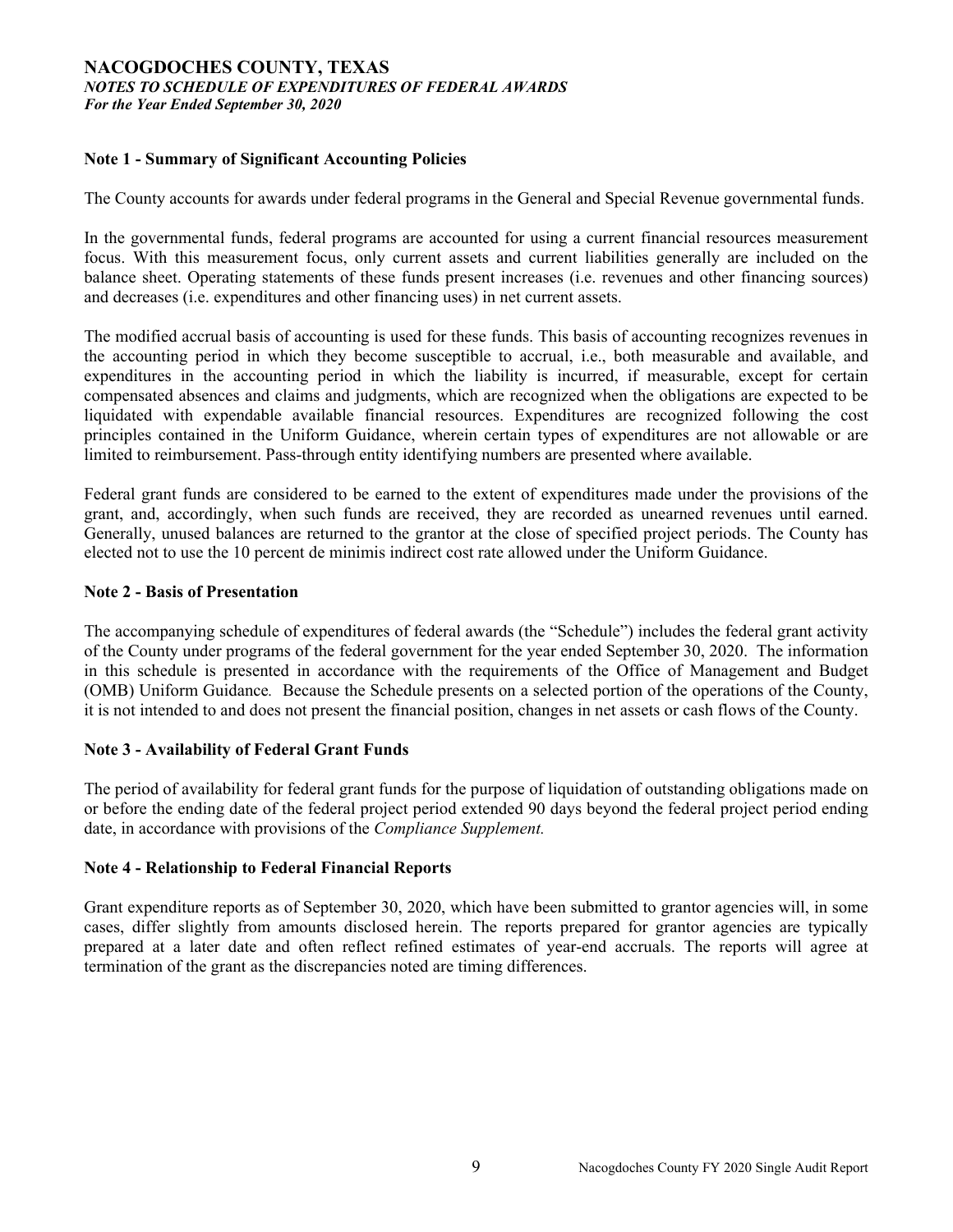# NACOGDOCHES COUNTY, TEXAS

***NOTES TO SCHEDULE OF EXPENDITURES OF FEDERAL AWARDS***

***For the Year Ended September 30, 2020***

## Note 1 - Summary of Significant Accounting Policies

The County accounts for awards under federal programs in the General and Special Revenue governmental funds.

In the governmental funds, federal programs are accounted for using a current financial resources measurement focus. With this measurement focus, only current assets and current liabilities generally are included on the balance sheet. Operating statements of these funds present increases (i.e. revenues and other financing sources) and decreases (i.e. expenditures and other financing uses) in net current assets.

The modified accrual basis of accounting is used for these funds. This basis of accounting recognizes revenues in the accounting period in which they become susceptible to accrual, i.e., both measurable and available, and expenditures in the accounting period in which the liability is incurred, if measurable, except for certain compensated absences and claims and judgments, which are recognized when the obligations are expected to be liquidated with expendable available financial resources. Expenditures are recognized following the cost principles contained in the Uniform Guidance, wherein certain types of expenditures are not allowable or are limited to reimbursement. Pass-through entity identifying numbers are presented where available.

Federal grant funds are considered to be earned to the extent of expenditures made under the provisions of the grant, and, accordingly, when such funds are received, they are recorded as unearned revenues until earned. Generally, unused balances are returned to the grantor at the close of specified project periods. The County has elected not to use the 10 percent de minimis indirect cost rate allowed under the Uniform Guidance.

## Note 2 - Basis of Presentation

The accompanying schedule of expenditures of federal awards (the "Schedule") includes the federal grant activity of the County under programs of the federal government for the year ended September 30, 2020. The information in this schedule is presented in accordance with the requirements of the Office of Management and Budget (OMB) Uniform Guidance*.* Because the Schedule presents on a selected portion of the operations of the County, it is not intended to and does not present the financial position, changes in net assets or cash flows of the County.

## Note 3 - Availability of Federal Grant Funds

The period of availability for federal grant funds for the purpose of liquidation of outstanding obligations made on or before the ending date of the federal project period extended 90 days beyond the federal project period ending date, in accordance with provisions of the *Compliance Supplement.*

## Note 4 - Relationship to Federal Financial Reports

Grant expenditure reports as of September 30, 2020, which have been submitted to grantor agencies will, in some cases, differ slightly from amounts disclosed herein. The reports prepared for grantor agencies are typically prepared at a later date and often reflect refined estimates of year-end accruals. The reports will agree at termination of the grant as the discrepancies noted are timing differences.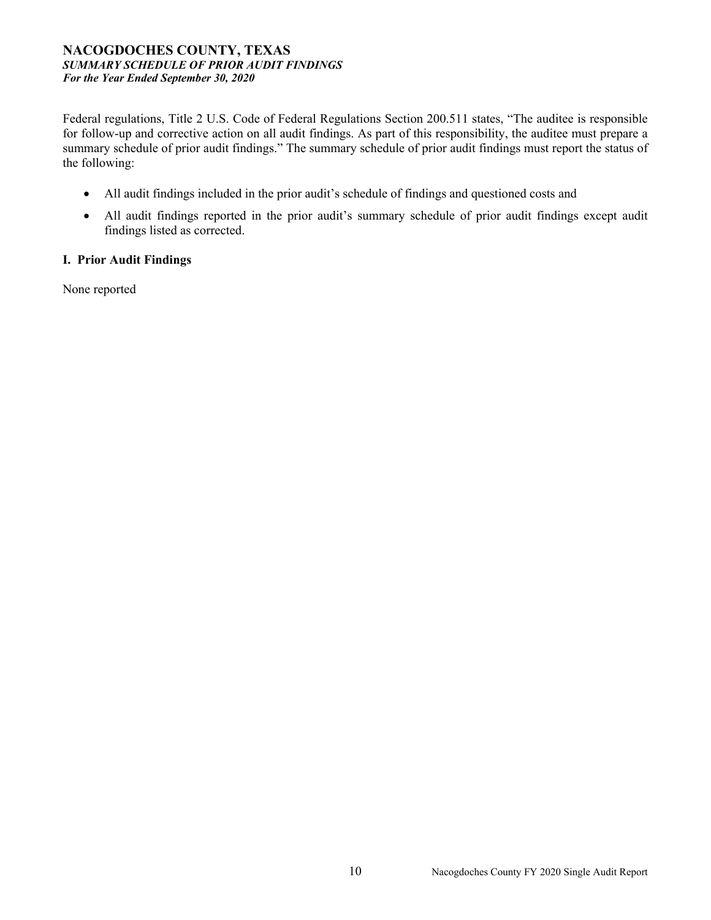# NACOGDOCHES COUNTY, TEXAS

***SUMMARY SCHEDULE OF PRIOR AUDIT FINDINGS***

***For the Year Ended September 30, 2020***

Federal regulations, Title 2 U.S. Code of Federal Regulations Section 200.511 states, "The auditee is responsible for follow-up and corrective action on all audit findings. As part of this responsibility, the auditee must prepare a summary schedule of prior audit findings." The summary schedule of prior audit findings must report the status of the following:

- All audit findings included in the prior audit's schedule of findings and questioned costs and
- All audit findings reported in the prior audit's summary schedule of prior audit findings except audit findings listed as corrected.

## I. Prior Audit Findings

None reported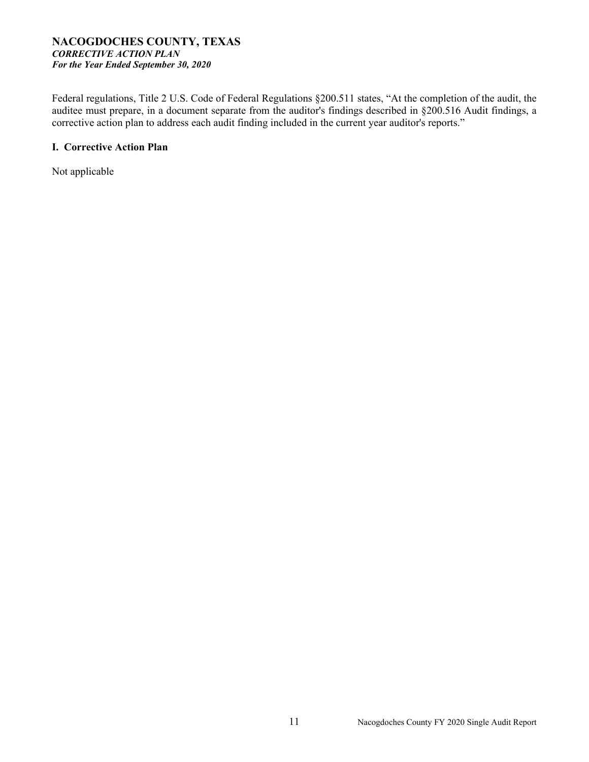# NACOGDOCHES COUNTY, TEXAS

***CORRECTIVE ACTION PLAN***

***For the Year Ended September 30, 2020***

Federal regulations, Title 2 U.S. Code of Federal Regulations §200.511 states, "At the completion of the audit, the auditee must prepare, in a document separate from the auditor's findings described in §200.516 Audit findings, a corrective action plan to address each audit finding included in the current year auditor's reports."

## I. Corrective Action Plan

Not applicable